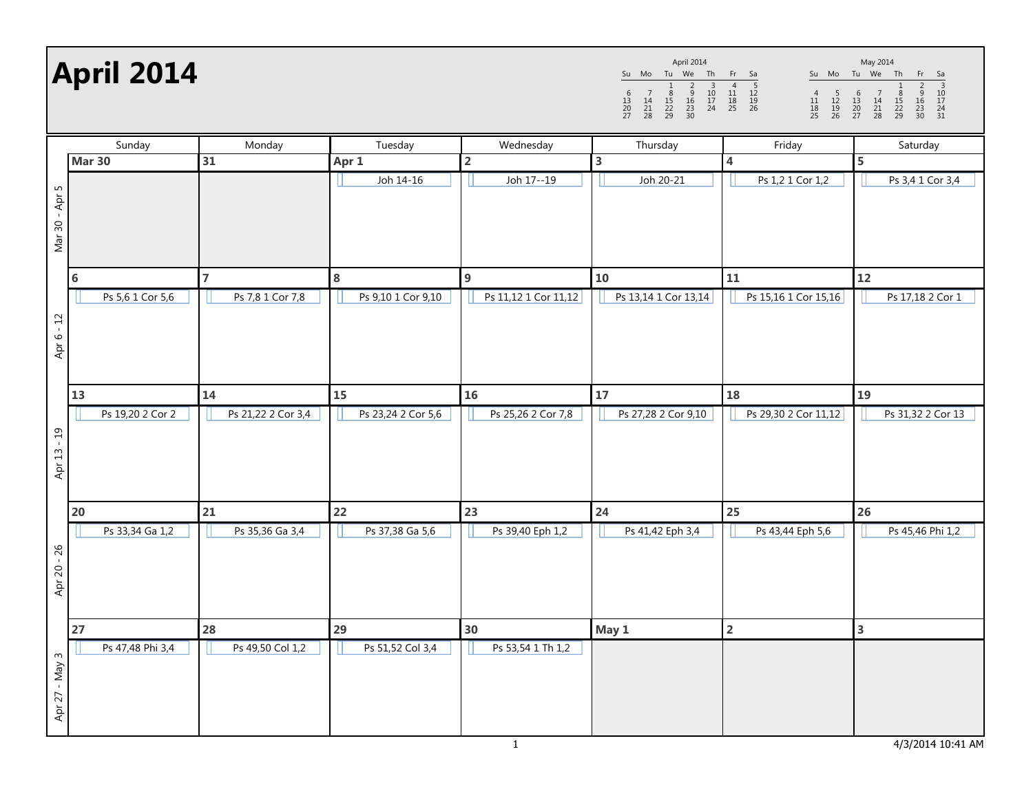# April 2014

**April 2014**

| Su | Mo | Tu | We | Th | Fr | Sa |
|---|---|---|---|---|---|---|
| | | 1 | 2 | 3 | 4 | 5 |
| 6 | 7 | 8 | 9 | 10 | 11 | 12 |
| 13 | 14 | 15 | 16 | 17 | 18 | 19 |
| 20 | 21 | 22 | 23 | 24 | 25 | 26 |
| 27 | 28 | 29 | 30 | | | |

**May 2014**

| Su | Mo | Tu | We | Th | Fr | Sa |
|---|---|---|---|---|---|---|
| | | | | 1 | 2 | 3 |
| 4 | 5 | 6 | 7 | 8 | 9 | 10 |
| 11 | 12 | 13 | 14 | 15 | 16 | 17 |
| 18 | 19 | 20 | 21 | 22 | 23 | 24 |
| 25 | 26 | 27 | 28 | 29 | 30 | 31 |

| Week | Sunday | Monday | Tuesday | Wednesday | Thursday | Friday | Saturday |
|---|---|---|---|---|---|---|---|
| Mar 30 - Apr 5 | **Mar 30** | **31** | **Apr 1** Joh 14-16 | **2** Joh 17--19 | **3** Joh 20-21 | **4** Ps 1,2 1 Cor 1,2 | **5** Ps 3,4 1 Cor 3,4 |
| Apr 6 - 12 | **6** Ps 5,6 1 Cor 5,6 | **7** Ps 7,8 1 Cor 7,8 | **8** Ps 9,10 1 Cor 9,10 | **9** Ps 11,12 1 Cor 11,12 | **10** Ps 13,14 1 Cor 13,14 | **11** Ps 15,16 1 Cor 15,16 | **12** Ps 17,18 2 Cor 1 |
| Apr 13 - 19 | **13** Ps 19,20 2 Cor 2 | **14** Ps 21,22 2 Cor 3,4 | **15** Ps 23,24 2 Cor 5,6 | **16** Ps 25,26 2 Cor 7,8 | **17** Ps 27,28 2 Cor 9,10 | **18** Ps 29,30 2 Cor 11,12 | **19** Ps 31,32 2 Cor 13 |
| Apr 20 - 26 | **20** Ps 33,34 Ga 1,2 | **21** Ps 35,36 Ga 3,4 | **22** Ps 37,38 Ga 5,6 | **23** Ps 39,40 Eph 1,2 | **24** Ps 41,42 Eph 3,4 | **25** Ps 43,44 Eph 5,6 | **26** Ps 45,46 Phi 1,2 |
| Apr 27 - May 3 | **27** Ps 47,48 Phi 3,4 | **28** Ps 49,50 Col 1,2 | **29** Ps 51,52 Col 3,4 | **30** Ps 53,54 1 Th 1,2 | **May 1** | **2** | **3** |

4/3/2014 10:41 AM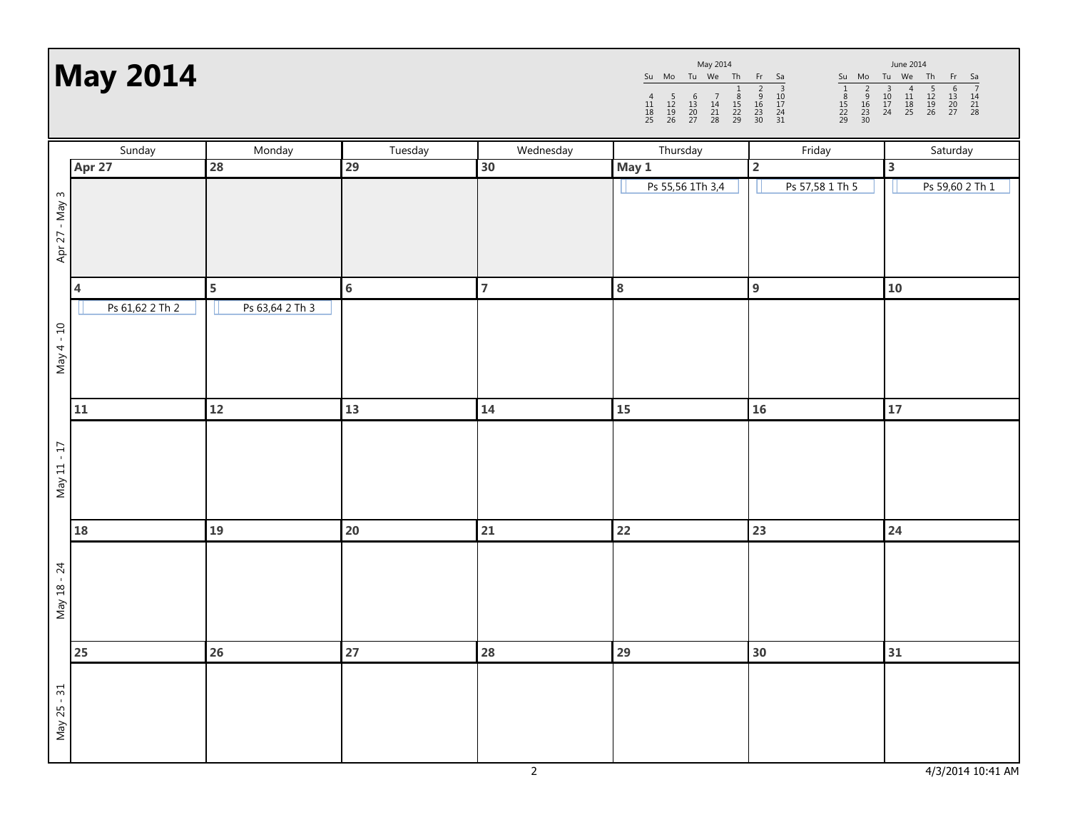# May 2014

May 2014

| Su | Mo | Tu | We | Th | Fr | Sa |
|---|---|---|---|---|---|---|
| | | | | 1 | 2 | 3 |
| 4 | 5 | 6 | 7 | 8 | 9 | 10 |
| 11 | 12 | 13 | 14 | 15 | 16 | 17 |
| 18 | 19 | 20 | 21 | 22 | 23 | 24 |
| 25 | 26 | 27 | 28 | 29 | 30 | 31 |

June 2014

| Su | Mo | Tu | We | Th | Fr | Sa |
|---|---|---|---|---|---|---|
| 1 | 2 | 3 | 4 | 5 | 6 | 7 |
| 8 | 9 | 10 | 11 | 12 | 13 | 14 |
| 15 | 16 | 17 | 18 | 19 | 20 | 21 |
| 22 | 23 | 24 | 25 | 26 | 27 | 28 |
| 29 | 30 | | | | | |

| | Sunday | Monday | Tuesday | Wednesday | Thursday | Friday | Saturday |
|---|---|---|---|---|---|---|---|
| Apr 27 - May 3 | Apr 27 | 28 | 29 | 30 | May 1<br>Ps 55,56 1Th 3,4 | 2<br>Ps 57,58 1 Th 5 | 3<br>Ps 59,60 2 Th 1 |
| May 4 - 10 | 4<br>Ps 61,62 2 Th 2 | 5<br>Ps 63,64 2 Th 3 | 6 | 7 | 8 | 9 | 10 |
| May 11 - 17 | 11 | 12 | 13 | 14 | 15 | 16 | 17 |
| May 18 - 24 | 18 | 19 | 20 | 21 | 22 | 23 | 24 |
| May 25 - 31 | 25 | 26 | 27 | 28 | 29 | 30 | 31 |

4/3/2014 10:41 AM